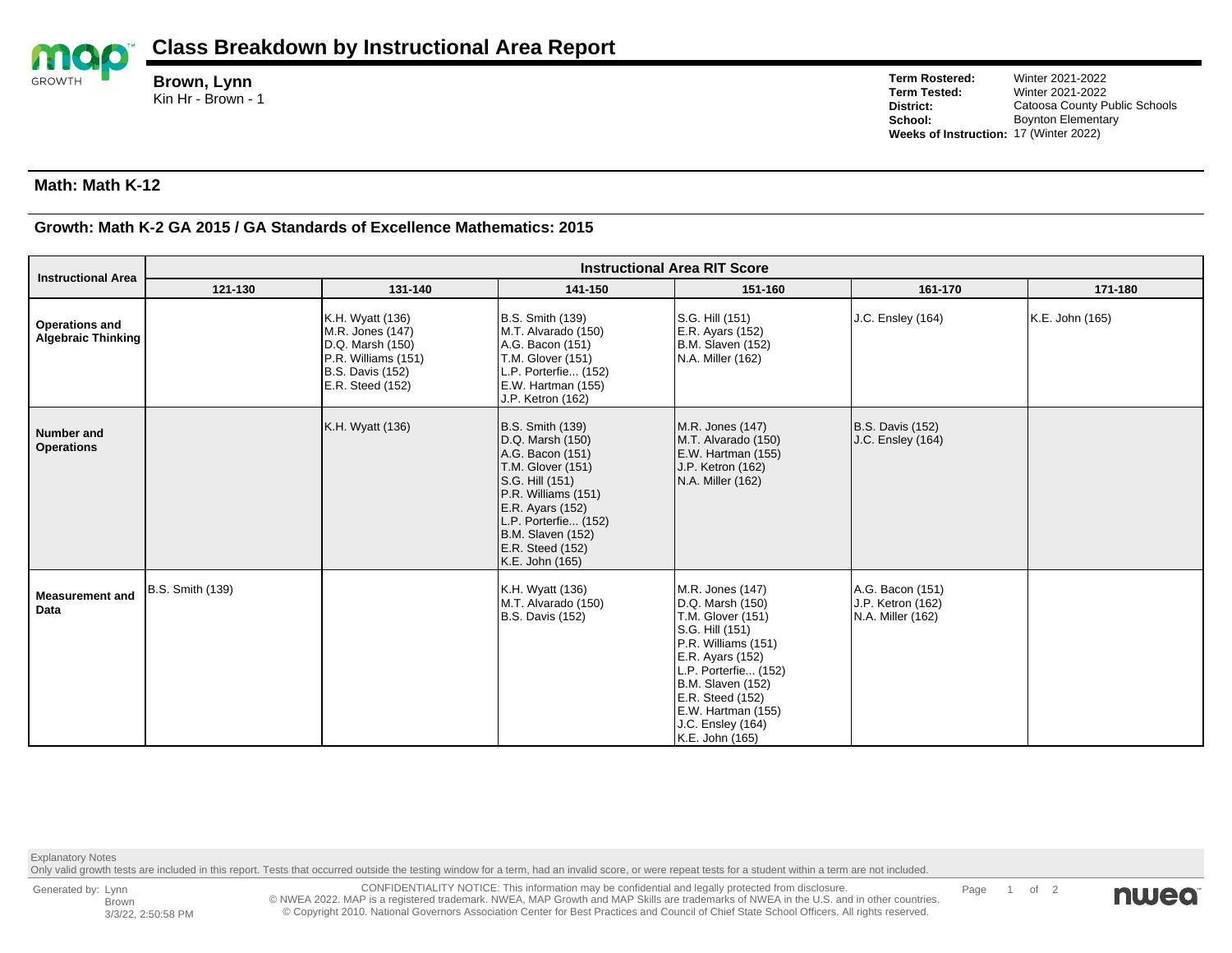# Class Breakdown by Instructional Area Report

**Brown, Lynn**
Kin Hr - Brown - 1

**Term Rostered:** Winter 2021-2022
**Term Tested:** Winter 2021-2022
**District:** Catoosa County Public Schools
**School:** Boynton Elementary
**Weeks of Instruction:** 17 (Winter 2022)

## Math: Math K-12

### Growth: Math K-2 GA 2015 / GA Standards of Excellence Mathematics: 2015

| Instructional Area | Instructional Area RIT Score | | | | | |
|---|---|---|---|---|---|---|
| | 121-130 | 131-140 | 141-150 | 151-160 | 161-170 | 171-180 |
| **Operations and Algebraic Thinking** | | K.H. Wyatt (136)<br>M.R. Jones (147)<br>D.Q. Marsh (150)<br>P.R. Williams (151)<br>B.S. Davis (152)<br>E.R. Steed (152) | B.S. Smith (139)<br>M.T. Alvarado (150)<br>A.G. Bacon (151)<br>T.M. Glover (151)<br>L.P. Porterfie... (152)<br>E.W. Hartman (155)<br>J.P. Ketron (162) | S.G. Hill (151)<br>E.R. Ayars (152)<br>B.M. Slaven (152)<br>N.A. Miller (162) | J.C. Ensley (164) | K.E. John (165) |
| **Number and Operations** | | K.H. Wyatt (136) | B.S. Smith (139)<br>D.Q. Marsh (150)<br>A.G. Bacon (151)<br>T.M. Glover (151)<br>S.G. Hill (151)<br>P.R. Williams (151)<br>E.R. Ayars (152)<br>L.P. Porterfie... (152)<br>B.M. Slaven (152)<br>E.R. Steed (152)<br>K.E. John (165) | M.R. Jones (147)<br>M.T. Alvarado (150)<br>E.W. Hartman (155)<br>J.P. Ketron (162)<br>N.A. Miller (162) | B.S. Davis (152)<br>J.C. Ensley (164) | |
| **Measurement and Data** | B.S. Smith (139) | | K.H. Wyatt (136)<br>M.T. Alvarado (150)<br>B.S. Davis (152) | M.R. Jones (147)<br>D.Q. Marsh (150)<br>T.M. Glover (151)<br>S.G. Hill (151)<br>P.R. Williams (151)<br>E.R. Ayars (152)<br>L.P. Porterfie... (152)<br>B.M. Slaven (152)<br>E.R. Steed (152)<br>E.W. Hartman (155)<br>J.C. Ensley (164)<br>K.E. John (165) | A.G. Bacon (151)<br>J.P. Ketron (162)<br>N.A. Miller (162) | |

Explanatory Notes
Only valid growth tests are included in this report. Tests that occurred outside the testing window for a term, had an invalid score, or were repeat tests for a student within a term are not included.

Generated by: Lynn Brown
3/3/22, 2:50:58 PM

CONFIDENTIALITY NOTICE: This information may be confidential and legally protected from disclosure.
© NWEA 2022. MAP is a registered trademark. NWEA, MAP Growth and MAP Skills are trademarks of NWEA in the U.S. and in other countries.
© Copyright 2010. National Governors Association Center for Best Practices and Council of Chief State School Officers. All rights reserved.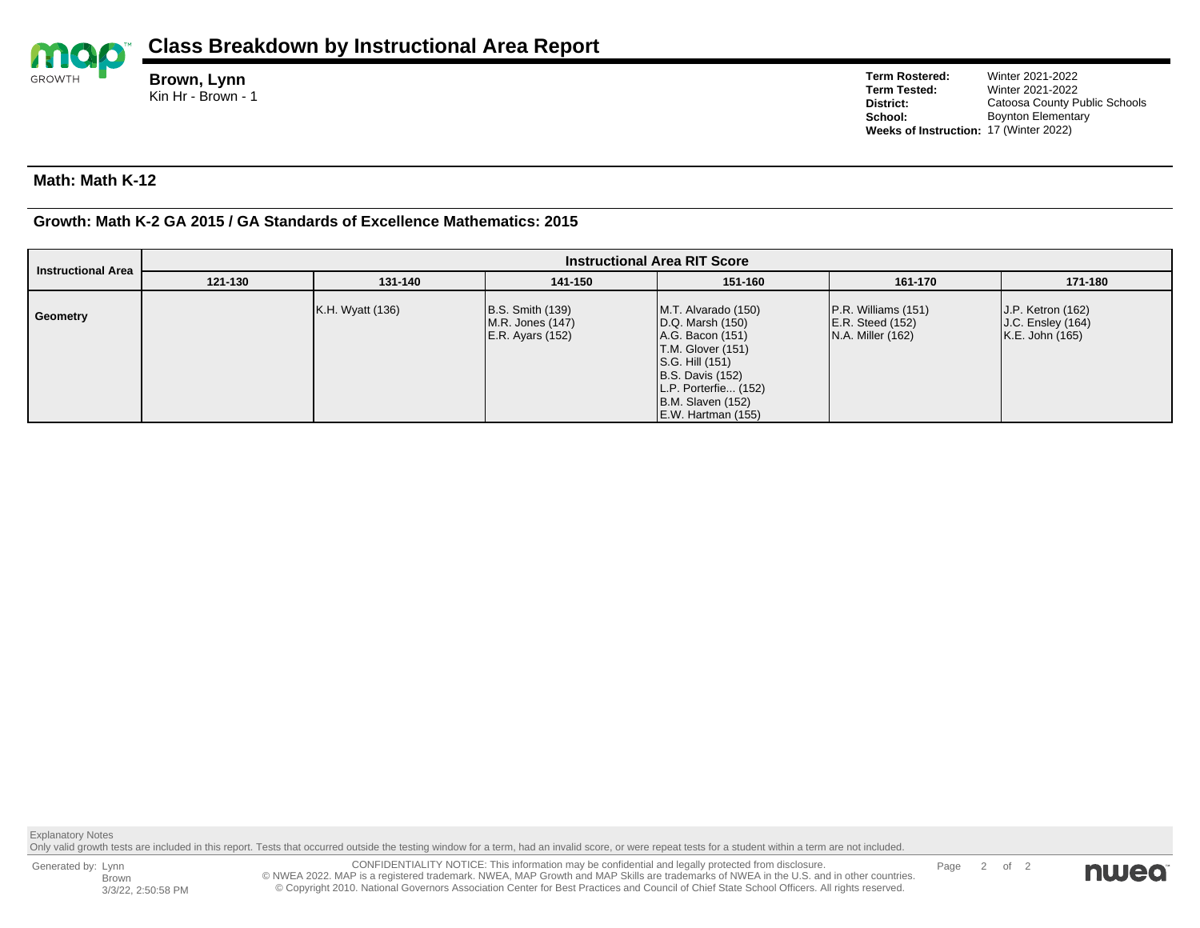# Class Breakdown by Instructional Area Report

**Brown, Lynn**
Kin Hr - Brown - 1

**Term Rostered:** Winter 2021-2022
**Term Tested:** Winter 2021-2022
**District:** Catoosa County Public Schools
**School:** Boynton Elementary
**Weeks of Instruction:** 17 (Winter 2022)

## Math: Math K-12

### Growth: Math K-2 GA 2015 / GA Standards of Excellence Mathematics: 2015

| Instructional Area | Instructional Area RIT Score | | | | | |
|---|---|---|---|---|---|---|
| | 121-130 | 131-140 | 141-150 | 151-160 | 161-170 | 171-180 |
| **Geometry** | | K.H. Wyatt (136) | B.S. Smith (139)<br>M.R. Jones (147)<br>E.R. Ayars (152) | M.T. Alvarado (150)<br>D.Q. Marsh (150)<br>A.G. Bacon (151)<br>T.M. Glover (151)<br>S.G. Hill (151)<br>B.S. Davis (152)<br>L.P. Porterfie... (152)<br>B.M. Slaven (152)<br>E.W. Hartman (155) | P.R. Williams (151)<br>E.R. Steed (152)<br>N.A. Miller (162) | J.P. Ketron (162)<br>J.C. Ensley (164)<br>K.E. John (165) |

Explanatory Notes
Only valid growth tests are included in this report. Tests that occurred outside the testing window for a term, had an invalid score, or were repeat tests for a student within a term are not included.

Generated by: Lynn Brown
3/3/22, 2:50:58 PM

CONFIDENTIALITY NOTICE: This information may be confidential and legally protected from disclosure.
© NWEA 2022. MAP is a registered trademark. NWEA, MAP Growth and MAP Skills are trademarks of NWEA in the U.S. and in other countries.
© Copyright 2010. National Governors Association Center for Best Practices and Council of Chief State School Officers. All rights reserved.